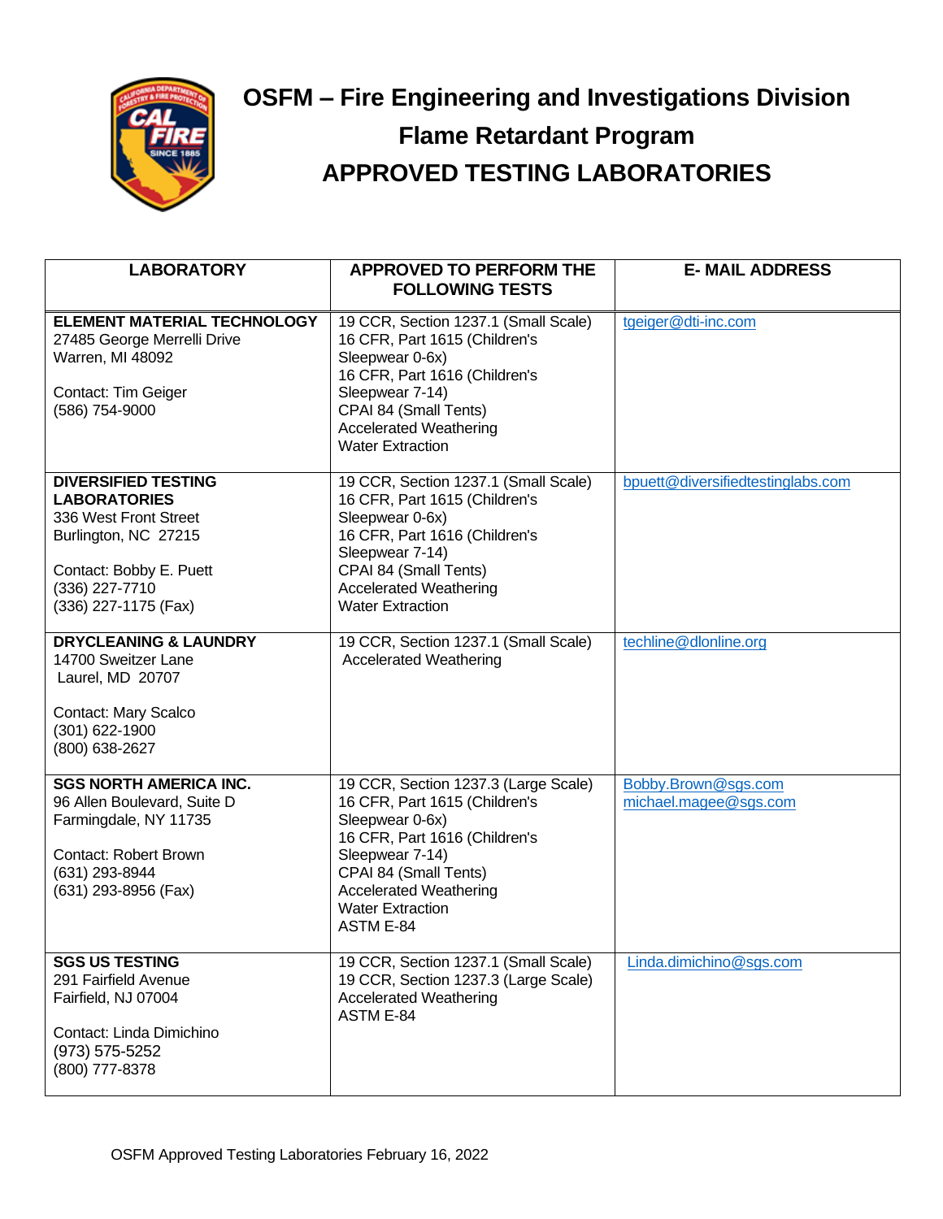# OSFM – Fire Engineering and Investigations Division

## Flame Retardant Program

## APPROVED TESTING LABORATORIES

| LABORATORY | APPROVED TO PERFORM THE FOLLOWING TESTS | E- MAIL ADDRESS |
|---|---|---|
| **ELEMENT MATERIAL TECHNOLOGY**<br>27485 George Merrelli Drive<br>Warren, MI 48092<br><br>Contact: Tim Geiger<br>(586) 754-9000 | 19 CCR, Section 1237.1 (Small Scale)<br>16 CFR, Part 1615 (Children's Sleepwear 0-6x)<br>16 CFR, Part 1616 (Children's Sleepwear 7-14)<br>CPAI 84 (Small Tents)<br>Accelerated Weathering<br>Water Extraction | tgeiger@dti-inc.com |
| **DIVERSIFIED TESTING LABORATORIES**<br>336 West Front Street<br>Burlington, NC 27215<br><br>Contact: Bobby E. Puett<br>(336) 227-7710<br>(336) 227-1175 (Fax) | 19 CCR, Section 1237.1 (Small Scale)<br>16 CFR, Part 1615 (Children's Sleepwear 0-6x)<br>16 CFR, Part 1616 (Children's Sleepwear 7-14)<br>CPAI 84 (Small Tents)<br>Accelerated Weathering<br>Water Extraction | bpuett@diversifiedtestinglabs.com |
| **DRYCLEANING & LAUNDRY**<br>14700 Sweitzer Lane<br>Laurel, MD 20707<br><br>Contact: Mary Scalco<br>(301) 622-1900<br>(800) 638-2627 | 19 CCR, Section 1237.1 (Small Scale)<br>Accelerated Weathering | techline@dlonline.org |
| **SGS NORTH AMERICA INC.**<br>96 Allen Boulevard, Suite D<br>Farmingdale, NY 11735<br><br>Contact: Robert Brown<br>(631) 293-8944<br>(631) 293-8956 (Fax) | 19 CCR, Section 1237.3 (Large Scale)<br>16 CFR, Part 1615 (Children's Sleepwear 0-6x)<br>16 CFR, Part 1616 (Children's Sleepwear 7-14)<br>CPAI 84 (Small Tents)<br>Accelerated Weathering<br>Water Extraction<br>ASTM E-84 | Bobby.Brown@sgs.com<br>michael.magee@sgs.com |
| **SGS US TESTING**<br>291 Fairfield Avenue<br>Fairfield, NJ 07004<br><br>Contact: Linda Dimichino<br>(973) 575-5252<br>(800) 777-8378 | 19 CCR, Section 1237.1 (Small Scale)<br>19 CCR, Section 1237.3 (Large Scale)<br>Accelerated Weathering<br>ASTM E-84 | Linda.dimichino@sgs.com |

OSFM Approved Testing Laboratories February 16, 2022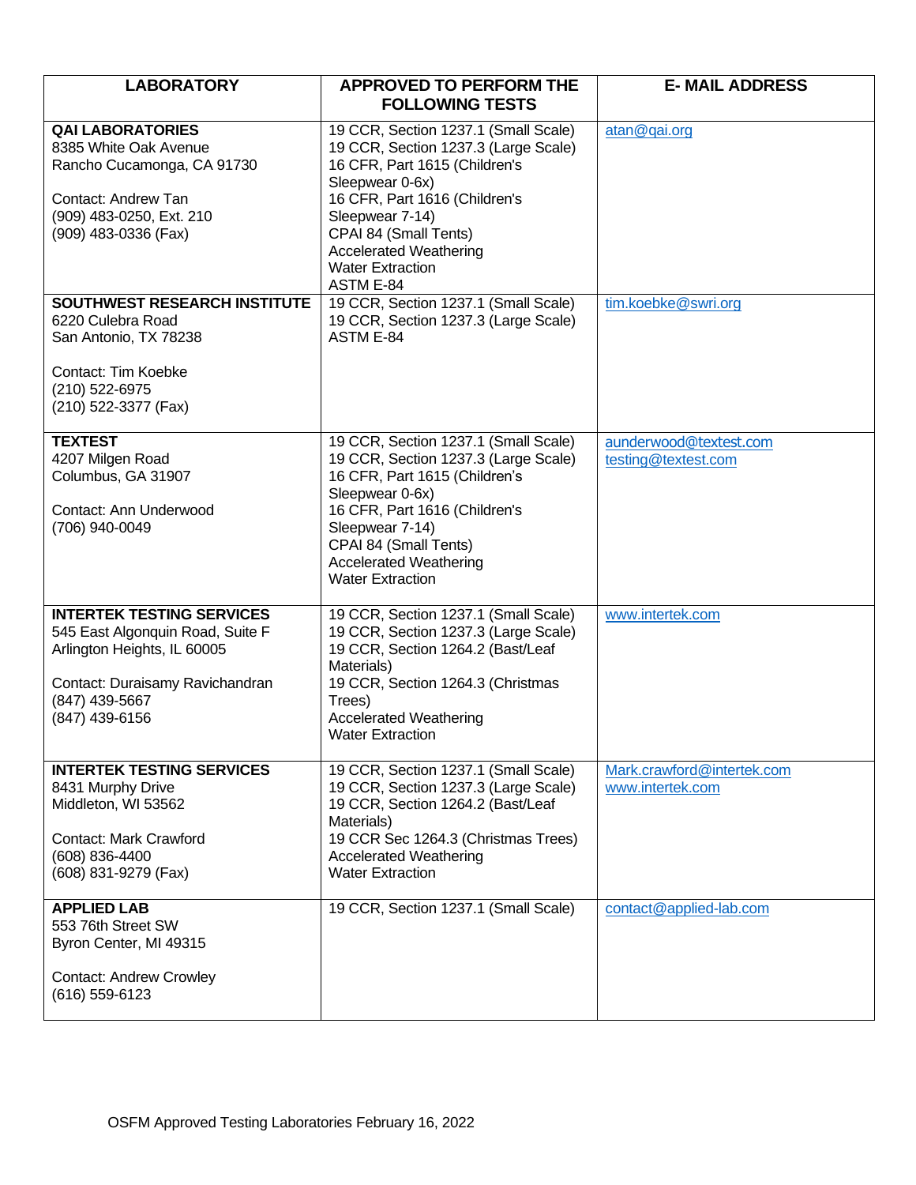| LABORATORY | APPROVED TO PERFORM THE FOLLOWING TESTS | E- MAIL ADDRESS |
|---|---|---|
| **QAI LABORATORIES**<br>8385 White Oak Avenue<br>Rancho Cucamonga, CA 91730<br><br>Contact: Andrew Tan<br>(909) 483-0250, Ext. 210<br>(909) 483-0336 (Fax) | 19 CCR, Section 1237.1 (Small Scale)<br>19 CCR, Section 1237.3 (Large Scale)<br>16 CFR, Part 1615 (Children's Sleepwear 0-6x)<br>16 CFR, Part 1616 (Children's Sleepwear 7-14)<br>CPAI 84 (Small Tents)<br>Accelerated Weathering<br>Water Extraction<br>ASTM E-84 | atan@qai.org |
| **SOUTHWEST RESEARCH INSTITUTE**<br>6220 Culebra Road<br>San Antonio, TX 78238<br><br>Contact: Tim Koebke<br>(210) 522-6975<br>(210) 522-3377 (Fax) | 19 CCR, Section 1237.1 (Small Scale)<br>19 CCR, Section 1237.3 (Large Scale)<br>ASTM E-84 | tim.koebke@swri.org |
| **TEXTEST**<br>4207 Milgen Road<br>Columbus, GA 31907<br><br>Contact: Ann Underwood<br>(706) 940-0049 | 19 CCR, Section 1237.1 (Small Scale)<br>19 CCR, Section 1237.3 (Large Scale)<br>16 CFR, Part 1615 (Children's Sleepwear 0-6x)<br>16 CFR, Part 1616 (Children's Sleepwear 7-14)<br>CPAI 84 (Small Tents)<br>Accelerated Weathering<br>Water Extraction | aunderwood@textest.com<br>testing@textest.com |
| **INTERTEK TESTING SERVICES**<br>545 East Algonquin Road, Suite F<br>Arlington Heights, IL 60005<br><br>Contact: Duraisamy Ravichandran<br>(847) 439-5667<br>(847) 439-6156 | 19 CCR, Section 1237.1 (Small Scale)<br>19 CCR, Section 1237.3 (Large Scale)<br>19 CCR, Section 1264.2 (Bast/Leaf Materials)<br>19 CCR, Section 1264.3 (Christmas Trees)<br>Accelerated Weathering<br>Water Extraction | www.intertek.com |
| **INTERTEK TESTING SERVICES**<br>8431 Murphy Drive<br>Middleton, WI 53562<br><br>Contact: Mark Crawford<br>(608) 836-4400<br>(608) 831-9279 (Fax) | 19 CCR, Section 1237.1 (Small Scale)<br>19 CCR, Section 1237.3 (Large Scale)<br>19 CCR, Section 1264.2 (Bast/Leaf Materials)<br>19 CCR Sec 1264.3 (Christmas Trees)<br>Accelerated Weathering<br>Water Extraction | Mark.crawford@intertek.com<br>www.intertek.com |
| **APPLIED LAB**<br>553 76th Street SW<br>Byron Center, MI 49315<br><br>Contact: Andrew Crowley<br>(616) 559-6123 | 19 CCR, Section 1237.1 (Small Scale) | contact@applied-lab.com |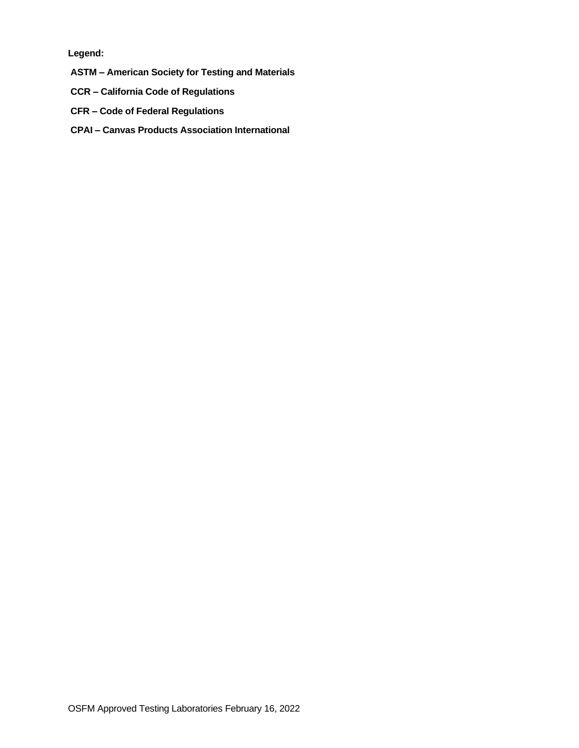**Legend:**

**ASTM – American Society for Testing and Materials**

**CCR – California Code of Regulations**

**CFR – Code of Federal Regulations**

**CPAI – Canvas Products Association International**